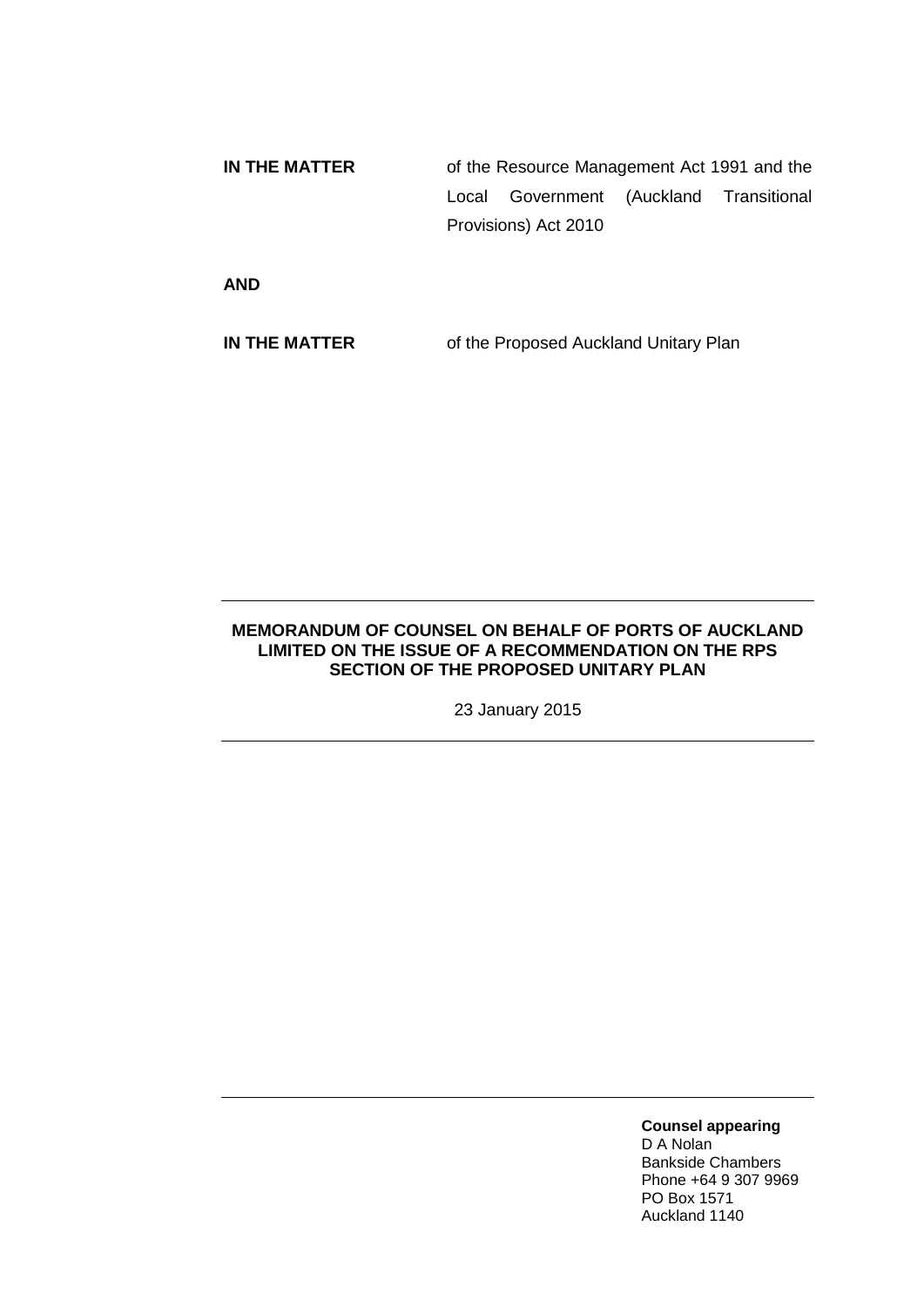**IN THE MATTER** of the Resource Management Act 1991 and the Local Government (Auckland Transitional Provisions) Act 2010

**AND**

**IN THE MATTER** of the Proposed Auckland Unitary Plan

---

**MEMORANDUM OF COUNSEL ON BEHALF OF PORTS OF AUCKLAND LIMITED ON THE ISSUE OF A RECOMMENDATION ON THE RPS SECTION OF THE PROPOSED UNITARY PLAN**

23 January 2015

---

---

**Counsel appearing**
D A Nolan
Bankside Chambers
Phone +64 9 307 9969
PO Box 1571
Auckland 1140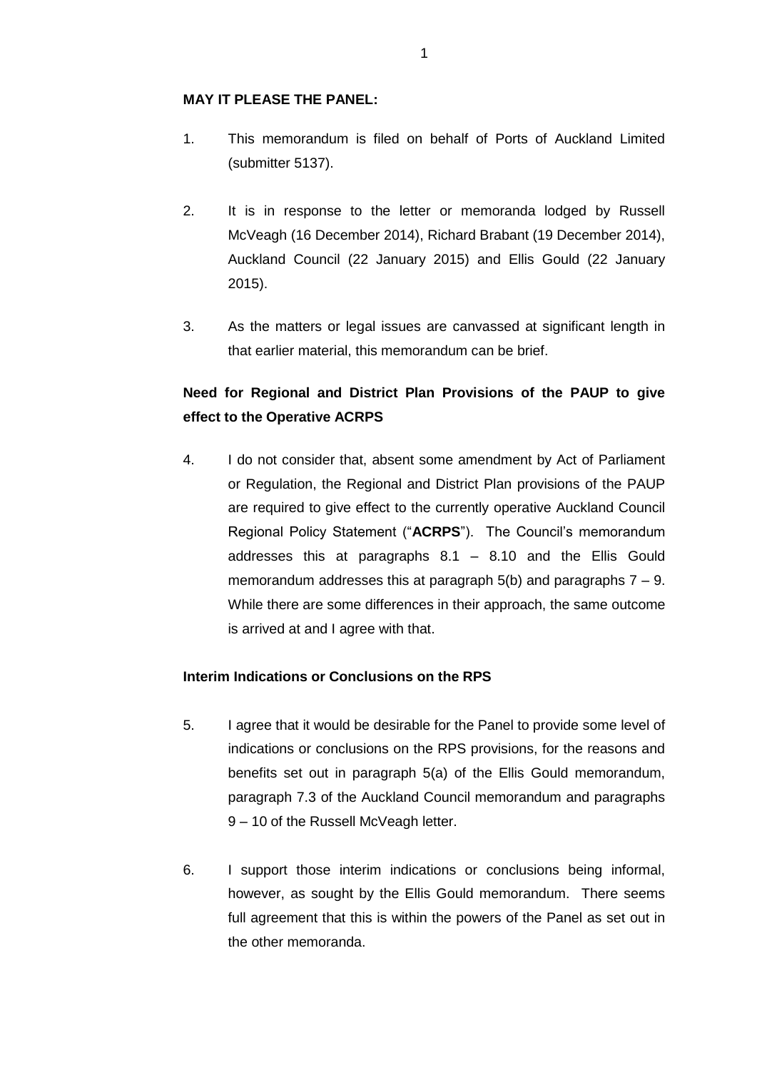**MAY IT PLEASE THE PANEL:**

1. This memorandum is filed on behalf of Ports of Auckland Limited (submitter 5137).

2. It is in response to the letter or memoranda lodged by Russell McVeagh (16 December 2014), Richard Brabant (19 December 2014), Auckland Council (22 January 2015) and Ellis Gould (22 January 2015).

3. As the matters or legal issues are canvassed at significant length in that earlier material, this memorandum can be brief.

## Need for Regional and District Plan Provisions of the PAUP to give effect to the Operative ACRPS

4. I do not consider that, absent some amendment by Act of Parliament or Regulation, the Regional and District Plan provisions of the PAUP are required to give effect to the currently operative Auckland Council Regional Policy Statement ("**ACRPS**"). The Council's memorandum addresses this at paragraphs 8.1 – 8.10 and the Ellis Gould memorandum addresses this at paragraph 5(b) and paragraphs 7 – 9. While there are some differences in their approach, the same outcome is arrived at and I agree with that.

## Interim Indications or Conclusions on the RPS

5. I agree that it would be desirable for the Panel to provide some level of indications or conclusions on the RPS provisions, for the reasons and benefits set out in paragraph 5(a) of the Ellis Gould memorandum, paragraph 7.3 of the Auckland Council memorandum and paragraphs 9 – 10 of the Russell McVeagh letter.

6. I support those interim indications or conclusions being informal, however, as sought by the Ellis Gould memorandum. There seems full agreement that this is within the powers of the Panel as set out in the other memoranda.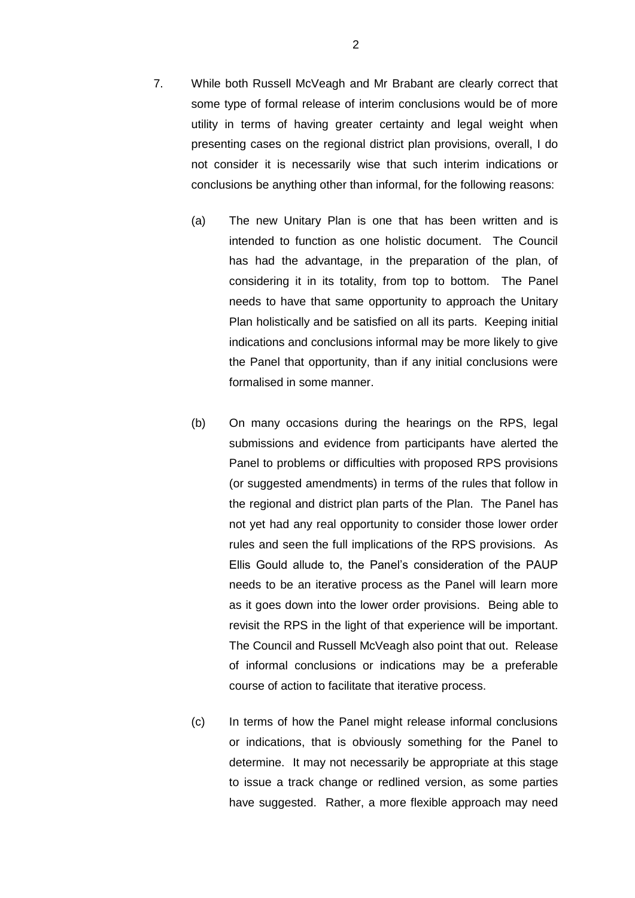7. While both Russell McVeagh and Mr Brabant are clearly correct that some type of formal release of interim conclusions would be of more utility in terms of having greater certainty and legal weight when presenting cases on the regional district plan provisions, overall, I do not consider it is necessarily wise that such interim indications or conclusions be anything other than informal, for the following reasons:

   (a) The new Unitary Plan is one that has been written and is intended to function as one holistic document. The Council has had the advantage, in the preparation of the plan, of considering it in its totality, from top to bottom. The Panel needs to have that same opportunity to approach the Unitary Plan holistically and be satisfied on all its parts. Keeping initial indications and conclusions informal may be more likely to give the Panel that opportunity, than if any initial conclusions were formalised in some manner.

   (b) On many occasions during the hearings on the RPS, legal submissions and evidence from participants have alerted the Panel to problems or difficulties with proposed RPS provisions (or suggested amendments) in terms of the rules that follow in the regional and district plan parts of the Plan. The Panel has not yet had any real opportunity to consider those lower order rules and seen the full implications of the RPS provisions. As Ellis Gould allude to, the Panel's consideration of the PAUP needs to be an iterative process as the Panel will learn more as it goes down into the lower order provisions. Being able to revisit the RPS in the light of that experience will be important. The Council and Russell McVeagh also point that out. Release of informal conclusions or indications may be a preferable course of action to facilitate that iterative process.

   (c) In terms of how the Panel might release informal conclusions or indications, that is obviously something for the Panel to determine. It may not necessarily be appropriate at this stage to issue a track change or redlined version, as some parties have suggested. Rather, a more flexible approach may need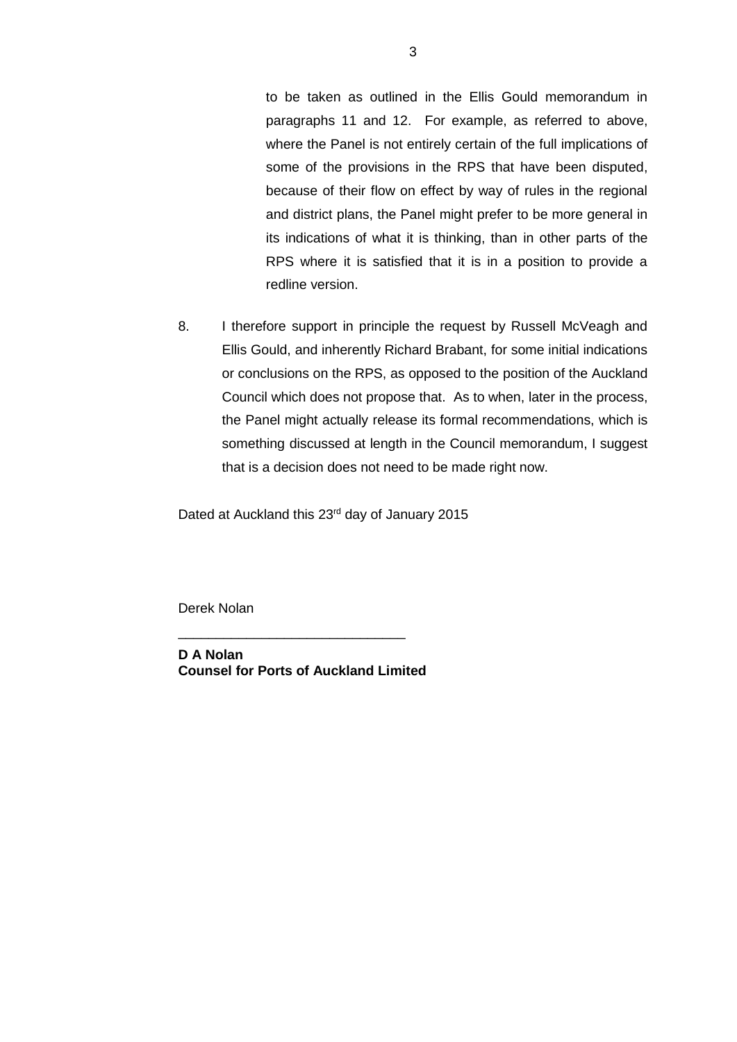to be taken as outlined in the Ellis Gould memorandum in paragraphs 11 and 12. For example, as referred to above, where the Panel is not entirely certain of the full implications of some of the provisions in the RPS that have been disputed, because of their flow on effect by way of rules in the regional and district plans, the Panel might prefer to be more general in its indications of what it is thinking, than in other parts of the RPS where it is satisfied that it is in a position to provide a redline version.

8. I therefore support in principle the request by Russell McVeagh and Ellis Gould, and inherently Richard Brabant, for some initial indications or conclusions on the RPS, as opposed to the position of the Auckland Council which does not propose that. As to when, later in the process, the Panel might actually release its formal recommendations, which is something discussed at length in the Council memorandum, I suggest that is a decision does not need to be made right now.

Dated at Auckland this 23rd day of January 2015

Derek Nolan

______________________________

**D A Nolan**
**Counsel for Ports of Auckland Limited**